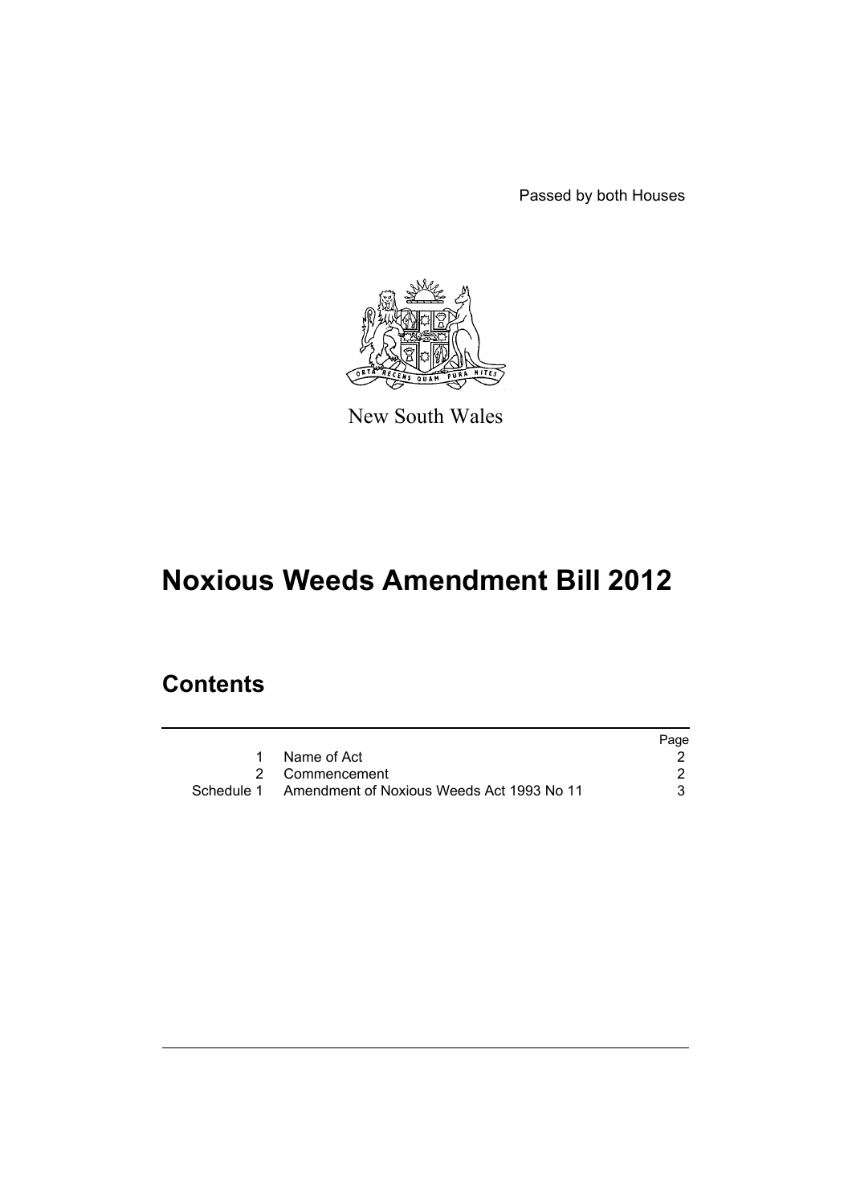Passed by both Houses

New South Wales

# Noxious Weeds Amendment Bill 2012

## Contents

| | | Page |
|---|---|---|
| 1 | Name of Act | 2 |
| 2 | Commencement | 2 |
| Schedule 1 | Amendment of Noxious Weeds Act 1993 No 11 | 3 |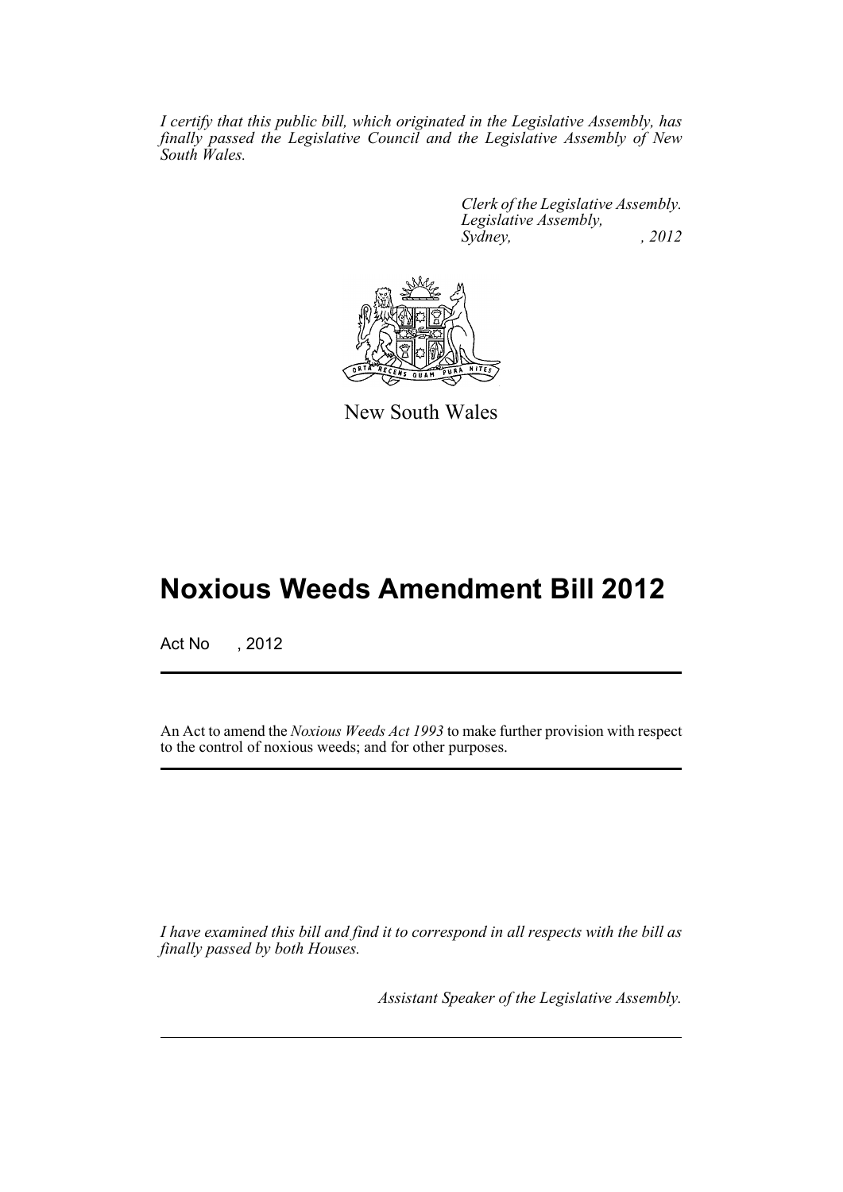*I certify that this public bill, which originated in the Legislative Assembly, has finally passed the Legislative Council and the Legislative Assembly of New South Wales.*

*Clerk of the Legislative Assembly.*
*Legislative Assembly,*
*Sydney, , 2012*

New South Wales

# Noxious Weeds Amendment Bill 2012

Act No , 2012

An Act to amend the *Noxious Weeds Act 1993* to make further provision with respect to the control of noxious weeds; and for other purposes.

*I have examined this bill and find it to correspond in all respects with the bill as finally passed by both Houses.*

*Assistant Speaker of the Legislative Assembly.*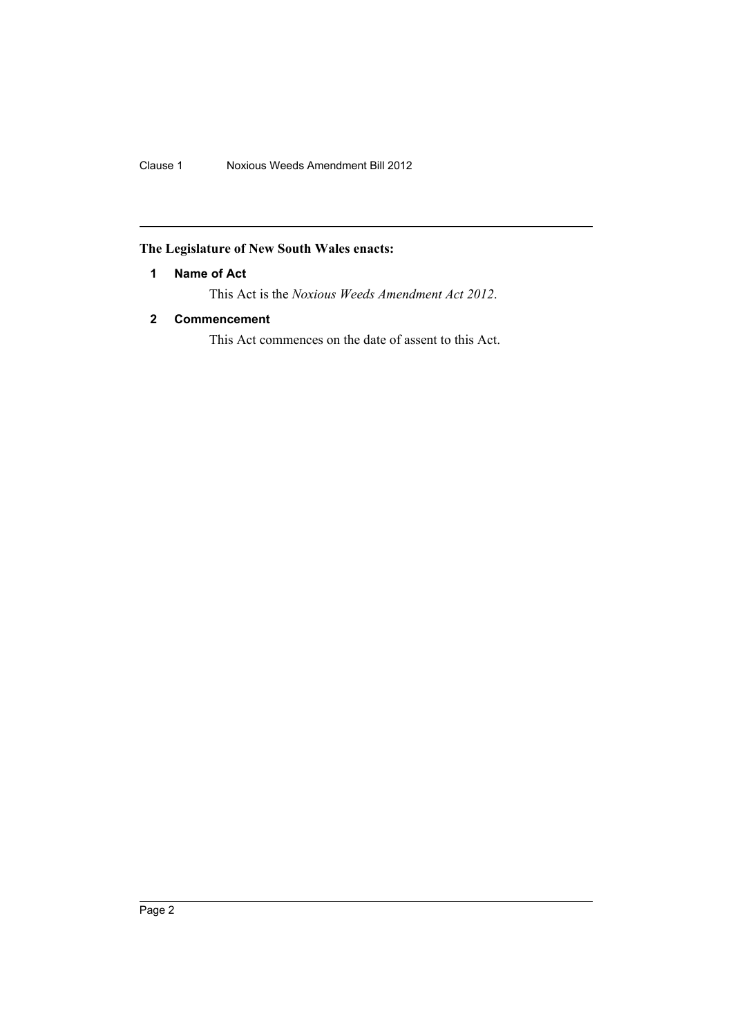**The Legislature of New South Wales enacts:**

### 1 Name of Act

This Act is the *Noxious Weeds Amendment Act 2012*.

### 2 Commencement

This Act commences on the date of assent to this Act.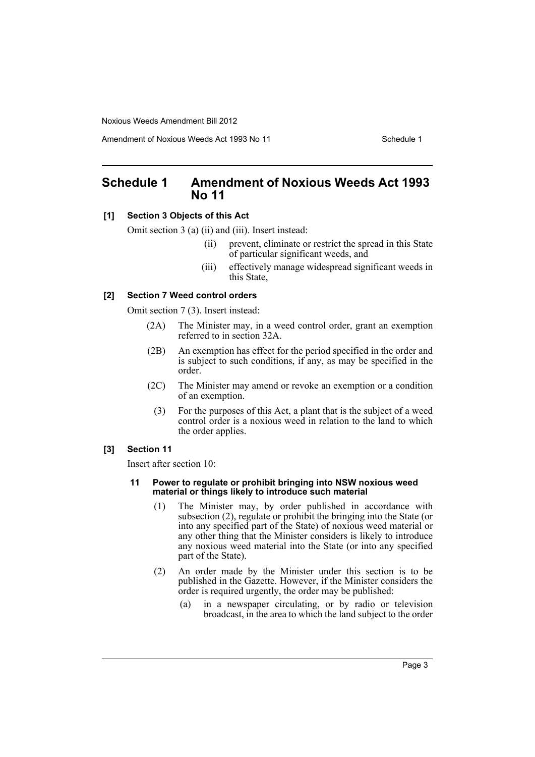# Schedule 1 Amendment of Noxious Weeds Act 1993 No 11

**[1] Section 3 Objects of this Act**

Omit section 3 (a) (ii) and (iii). Insert instead:

> (ii) prevent, eliminate or restrict the spread in this State of particular significant weeds, and
>
> (iii) effectively manage widespread significant weeds in this State,

**[2] Section 7 Weed control orders**

Omit section 7 (3). Insert instead:

> (2A) The Minister may, in a weed control order, grant an exemption referred to in section 32A.
>
> (2B) An exemption has effect for the period specified in the order and is subject to such conditions, if any, as may be specified in the order.
>
> (2C) The Minister may amend or revoke an exemption or a condition of an exemption.
>
> (3) For the purposes of this Act, a plant that is the subject of a weed control order is a noxious weed in relation to the land to which the order applies.

**[3] Section 11**

Insert after section 10:

> **11 Power to regulate or prohibit bringing into NSW noxious weed material or things likely to introduce such material**
>
> (1) The Minister may, by order published in accordance with subsection (2), regulate or prohibit the bringing into the State (or into any specified part of the State) of noxious weed material or any other thing that the Minister considers is likely to introduce any noxious weed material into the State (or into any specified part of the State).
>
> (2) An order made by the Minister under this section is to be published in the Gazette. However, if the Minister considers the order is required urgently, the order may be published:
>
> (a) in a newspaper circulating, or by radio or television broadcast, in the area to which the land subject to the order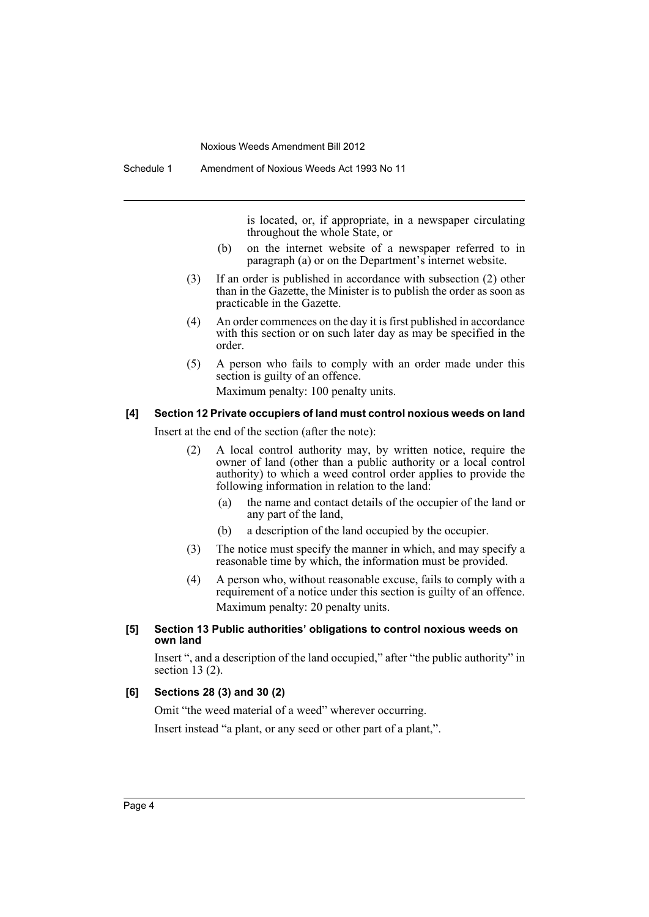is located, or, if appropriate, in a newspaper circulating throughout the whole State, or

(b) on the internet website of a newspaper referred to in paragraph (a) or on the Department's internet website.

(3) If an order is published in accordance with subsection (2) other than in the Gazette, the Minister is to publish the order as soon as practicable in the Gazette.

(4) An order commences on the day it is first published in accordance with this section or on such later day as may be specified in the order.

(5) A person who fails to comply with an order made under this section is guilty of an offence.

Maximum penalty: 100 penalty units.

**[4] Section 12 Private occupiers of land must control noxious weeds on land**

Insert at the end of the section (after the note):

(2) A local control authority may, by written notice, require the owner of land (other than a public authority or a local control authority) to which a weed control order applies to provide the following information in relation to the land:

(a) the name and contact details of the occupier of the land or any part of the land,

(b) a description of the land occupied by the occupier.

(3) The notice must specify the manner in which, and may specify a reasonable time by which, the information must be provided.

(4) A person who, without reasonable excuse, fails to comply with a requirement of a notice under this section is guilty of an offence.

Maximum penalty: 20 penalty units.

**[5] Section 13 Public authorities' obligations to control noxious weeds on own land**

Insert ", and a description of the land occupied," after "the public authority" in section 13 (2).

**[6] Sections 28 (3) and 30 (2)**

Omit "the weed material of a weed" wherever occurring.

Insert instead "a plant, or any seed or other part of a plant,".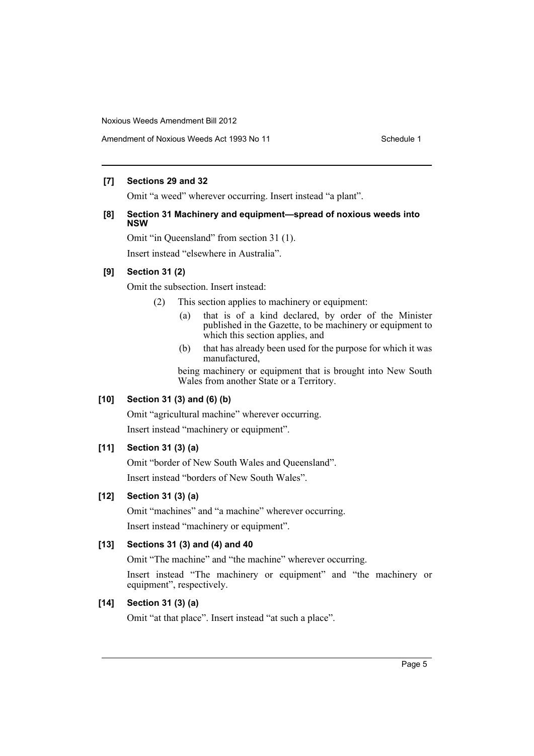**[7] Sections 29 and 32**

Omit "a weed" wherever occurring. Insert instead "a plant".

**[8] Section 31 Machinery and equipment—spread of noxious weeds into NSW**

Omit "in Queensland" from section 31 (1).

Insert instead "elsewhere in Australia".

**[9] Section 31 (2)**

Omit the subsection. Insert instead:

(2) This section applies to machinery or equipment:

(a) that is of a kind declared, by order of the Minister published in the Gazette, to be machinery or equipment to which this section applies, and

(b) that has already been used for the purpose for which it was manufactured,

being machinery or equipment that is brought into New South Wales from another State or a Territory.

**[10] Section 31 (3) and (6) (b)**

Omit "agricultural machine" wherever occurring.

Insert instead "machinery or equipment".

**[11] Section 31 (3) (a)**

Omit "border of New South Wales and Queensland".

Insert instead "borders of New South Wales".

**[12] Section 31 (3) (a)**

Omit "machines" and "a machine" wherever occurring.

Insert instead "machinery or equipment".

**[13] Sections 31 (3) and (4) and 40**

Omit "The machine" and "the machine" wherever occurring.

Insert instead "The machinery or equipment" and "the machinery or equipment", respectively.

**[14] Section 31 (3) (a)**

Omit "at that place". Insert instead "at such a place".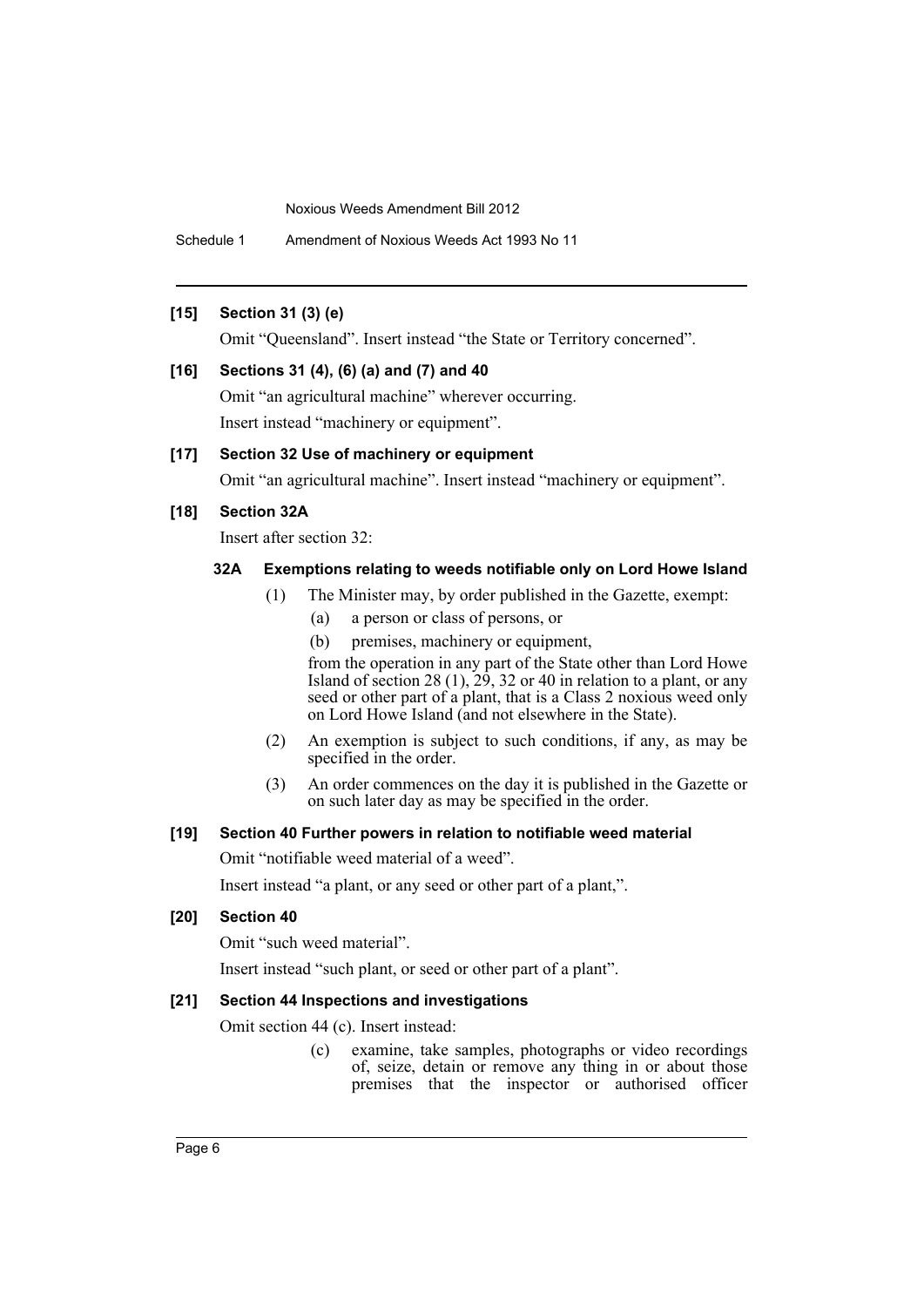**[15] Section 31 (3) (e)**

Omit "Queensland". Insert instead "the State or Territory concerned".

**[16] Sections 31 (4), (6) (a) and (7) and 40**

Omit "an agricultural machine" wherever occurring.

Insert instead "machinery or equipment".

**[17] Section 32 Use of machinery or equipment**

Omit "an agricultural machine". Insert instead "machinery or equipment".

**[18] Section 32A**

Insert after section 32:

**32A Exemptions relating to weeds notifiable only on Lord Howe Island**

(1) The Minister may, by order published in the Gazette, exempt:

(a) a person or class of persons, or

(b) premises, machinery or equipment,

from the operation in any part of the State other than Lord Howe Island of section 28 (1), 29, 32 or 40 in relation to a plant, or any seed or other part of a plant, that is a Class 2 noxious weed only on Lord Howe Island (and not elsewhere in the State).

(2) An exemption is subject to such conditions, if any, as may be specified in the order.

(3) An order commences on the day it is published in the Gazette or on such later day as may be specified in the order.

**[19] Section 40 Further powers in relation to notifiable weed material**

Omit "notifiable weed material of a weed".

Insert instead "a plant, or any seed or other part of a plant,".

**[20] Section 40**

Omit "such weed material".

Insert instead "such plant, or seed or other part of a plant".

**[21] Section 44 Inspections and investigations**

Omit section 44 (c). Insert instead:

(c) examine, take samples, photographs or video recordings of, seize, detain or remove any thing in or about those premises that the inspector or authorised officer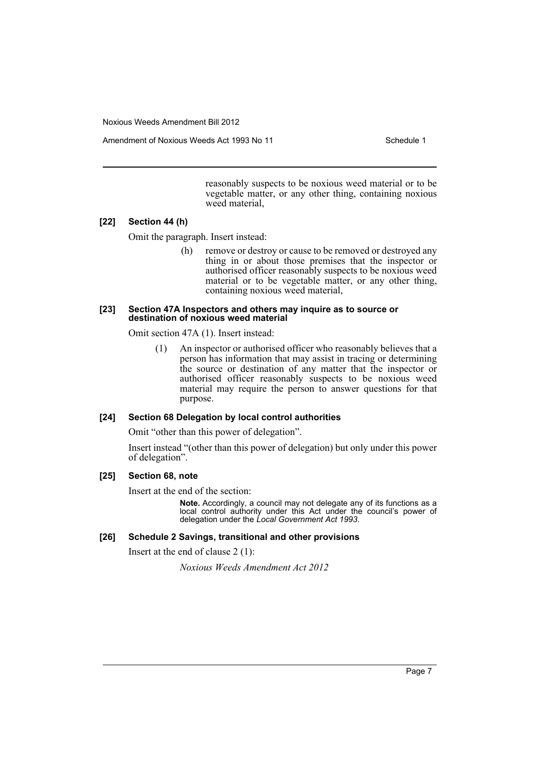reasonably suspects to be noxious weed material or to be vegetable matter, or any other thing, containing noxious weed material,

**[22] Section 44 (h)**

Omit the paragraph. Insert instead:

> (h) remove or destroy or cause to be removed or destroyed any thing in or about those premises that the inspector or authorised officer reasonably suspects to be noxious weed material or to be vegetable matter, or any other thing, containing noxious weed material,

**[23] Section 47A Inspectors and others may inquire as to source or destination of noxious weed material**

Omit section 47A (1). Insert instead:

> (1) An inspector or authorised officer who reasonably believes that a person has information that may assist in tracing or determining the source or destination of any matter that the inspector or authorised officer reasonably suspects to be noxious weed material may require the person to answer questions for that purpose.

**[24] Section 68 Delegation by local control authorities**

Omit "other than this power of delegation".

Insert instead "(other than this power of delegation) but only under this power of delegation".

**[25] Section 68, note**

Insert at the end of the section:

> **Note.** Accordingly, a council may not delegate any of its functions as a local control authority under this Act under the council's power of delegation under the *Local Government Act 1993*.

**[26] Schedule 2 Savings, transitional and other provisions**

Insert at the end of clause 2 (1):

> *Noxious Weeds Amendment Act 2012*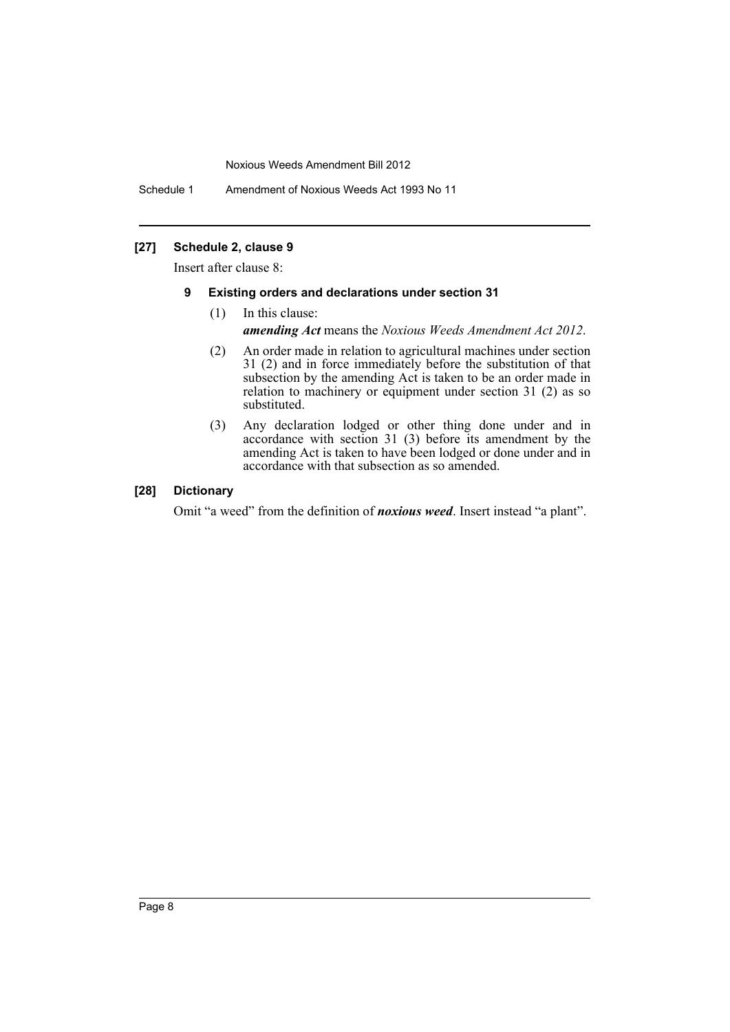**[27] Schedule 2, clause 9**

Insert after clause 8:

**9 Existing orders and declarations under section 31**

(1) In this clause:

***amending Act*** means the *Noxious Weeds Amendment Act 2012*.

(2) An order made in relation to agricultural machines under section 31 (2) and in force immediately before the substitution of that subsection by the amending Act is taken to be an order made in relation to machinery or equipment under section 31 (2) as so substituted.

(3) Any declaration lodged or other thing done under and in accordance with section 31 (3) before its amendment by the amending Act is taken to have been lodged or done under and in accordance with that subsection as so amended.

**[28] Dictionary**

Omit "a weed" from the definition of ***noxious weed***. Insert instead "a plant".